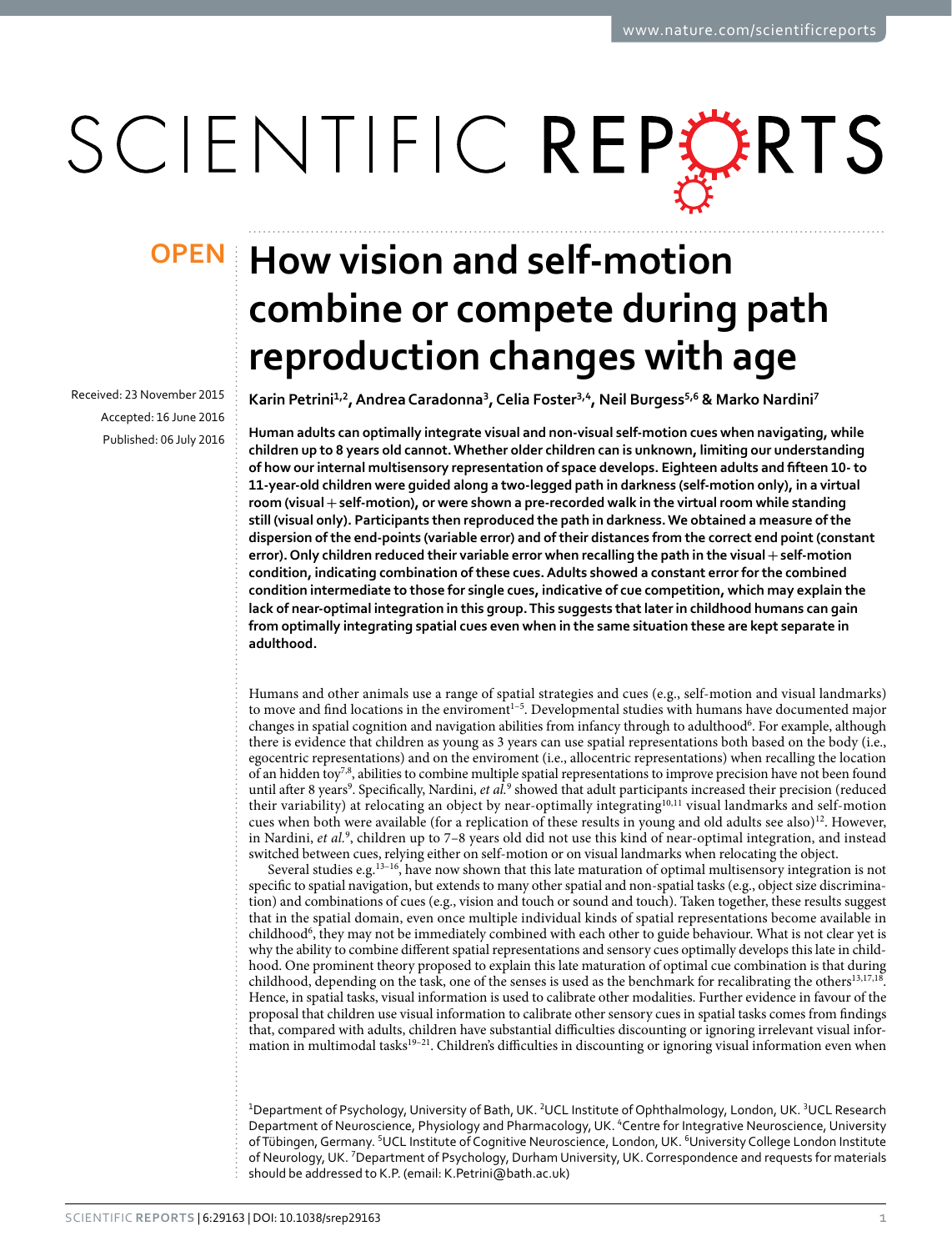OPEN

# How vision and self-motion combine or compete during path reproduction changes with age

Received: 23 November 2015

Accepted: 16 June 2016

Published: 06 July 2016

**Karin Petrini[1,2], Andrea Caradonna[3], Celia Foster[3,4], Neil Burgess[5,6] & Marko Nardini[7]**

**Human adults can optimally integrate visual and non-visual self-motion cues when navigating, while children up to 8 years old cannot. Whether older children can is unknown, limiting our understanding of how our internal multisensory representation of space develops. Eighteen adults and fifteen 10- to 11-year-old children were guided along a two-legged path in darkness (self-motion only), in a virtual room (visual + self-motion), or were shown a pre-recorded walk in the virtual room while standing still (visual only). Participants then reproduced the path in darkness. We obtained a measure of the dispersion of the end-points (variable error) and of their distances from the correct end point (constant error). Only children reduced their variable error when recalling the path in the visual + self-motion condition, indicating combination of these cues. Adults showed a constant error for the combined condition intermediate to those for single cues, indicative of cue competition, which may explain the lack of near-optimal integration in this group. This suggests that later in childhood humans can gain from optimally integrating spatial cues even when in the same situation these are kept separate in adulthood.**

Humans and other animals use a range of spatial strategies and cues (e.g., self-motion and visual landmarks) to move and find locations in the enviroment[1–5]. Developmental studies with humans have documented major changes in spatial cognition and navigation abilities from infancy through to adulthood[6]. For example, although there is evidence that children as young as 3 years can use spatial representations both based on the body (i.e., egocentric representations) and on the enviroment (i.e., allocentric representations) when recalling the location of an hidden toy[7,8], abilities to combine multiple spatial representations to improve precision have not been found until after 8 years[9]. Specifically, Nardini, *et al.*[9] showed that adult participants increased their precision (reduced their variability) at relocating an object by near-optimally integrating[10,11] visual landmarks and self-motion cues when both were available (for a replication of these results in young and old adults see also)[12]. However, in Nardini, *et al.*[9], children up to 7–8 years old did not use this kind of near-optimal integration, and instead switched between cues, relying either on self-motion or on visual landmarks when relocating the object.

Several studies e.g.[13–16], have now shown that this late maturation of optimal multisensory integration is not specific to spatial navigation, but extends to many other spatial and non-spatial tasks (e.g., object size discrimination) and combinations of cues (e.g., vision and touch or sound and touch). Taken together, these results suggest that in the spatial domain, even once multiple individual kinds of spatial representations become available in childhood[6], they may not be immediately combined with each other to guide behaviour. What is not clear yet is why the ability to combine different spatial representations and sensory cues optimally develops this late in childhood. One prominent theory proposed to explain this late maturation of optimal cue combination is that during childhood, depending on the task, one of the senses is used as the benchmark for recalibrating the others[13,17,18]. Hence, in spatial tasks, visual information is used to calibrate other modalities. Further evidence in favour of the proposal that children use visual information to calibrate other sensory cues in spatial tasks comes from findings that, compared with adults, children have substantial difficulties discounting or ignoring irrelevant visual information in multimodal tasks[19–21]. Children's difficulties in discounting or ignoring visual information even when

[1]Department of Psychology, University of Bath, UK. [2]UCL Institute of Ophthalmology, London, UK. [3]UCL Research Department of Neuroscience, Physiology and Pharmacology, UK. [4]Centre for Integrative Neuroscience, University of Tübingen, Germany. [5]UCL Institute of Cognitive Neuroscience, London, UK. [6]University College London Institute of Neurology, UK. [7]Department of Psychology, Durham University, UK. Correspondence and requests for materials should be addressed to K.P. (email: K.Petrini@bath.ac.uk)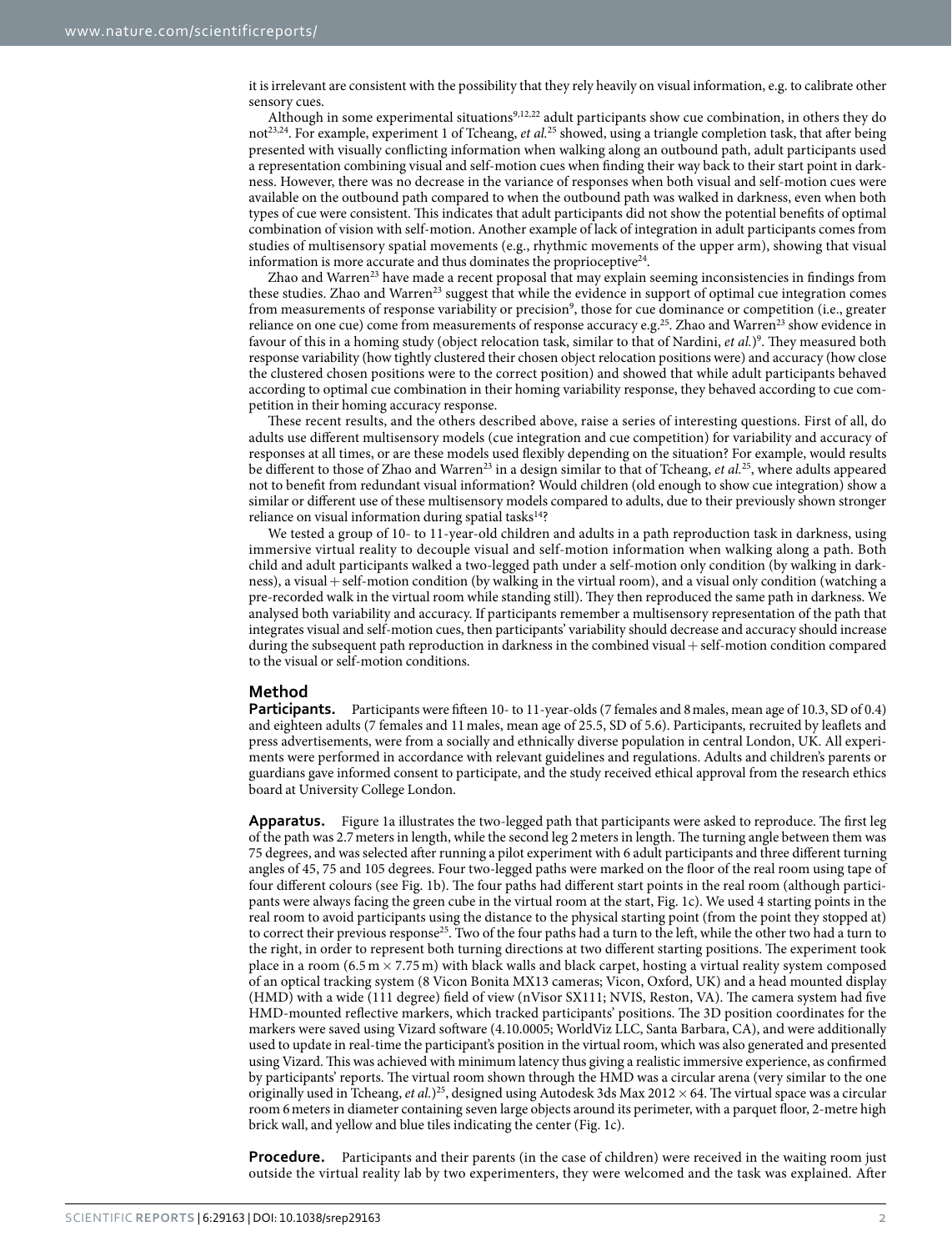it is irrelevant are consistent with the possibility that they rely heavily on visual information, e.g. to calibrate other sensory cues.

Although in some experimental situations[9,12,22] adult participants show cue combination, in others they do not[23,24]. For example, experiment 1 of Tcheang, *et al.*[25] showed, using a triangle completion task, that after being presented with visually conflicting information when walking along an outbound path, adult participants used a representation combining visual and self-motion cues when finding their way back to their start point in darkness. However, there was no decrease in the variance of responses when both visual and self-motion cues were available on the outbound path compared to when the outbound path was walked in darkness, even when both types of cue were consistent. This indicates that adult participants did not show the potential benefits of optimal combination of vision with self-motion. Another example of lack of integration in adult participants comes from studies of multisensory spatial movements (e.g., rhythmic movements of the upper arm), showing that visual information is more accurate and thus dominates the proprioceptive[24].

Zhao and Warren[23] have made a recent proposal that may explain seeming inconsistencies in findings from these studies. Zhao and Warren[23] suggest that while the evidence in support of optimal cue integration comes from measurements of response variability or precision[9], those for cue dominance or competition (i.e., greater reliance on one cue) come from measurements of response accuracy e.g.[25]. Zhao and Warren[23] show evidence in favour of this in a homing study (object relocation task, similar to that of Nardini, *et al.*)[9]. They measured both response variability (how tightly clustered their chosen object relocation positions were) and accuracy (how close the clustered chosen positions were to the correct position) and showed that while adult participants behaved according to optimal cue combination in their homing variability response, they behaved according to cue competition in their homing accuracy response.

These recent results, and the others described above, raise a series of interesting questions. First of all, do adults use different multisensory models (cue integration and cue competition) for variability and accuracy of responses at all times, or are these models used flexibly depending on the situation? For example, would results be different to those of Zhao and Warren[23] in a design similar to that of Tcheang, *et al.*[25], where adults appeared not to benefit from redundant visual information? Would children (old enough to show cue integration) show a similar or different use of these multisensory models compared to adults, due to their previously shown stronger reliance on visual information during spatial tasks[14]?

We tested a group of 10- to 11-year-old children and adults in a path reproduction task in darkness, using immersive virtual reality to decouple visual and self-motion information when walking along a path. Both child and adult participants walked a two-legged path under a self-motion only condition (by walking in darkness), a visual + self-motion condition (by walking in the virtual room), and a visual only condition (watching a pre-recorded walk in the virtual room while standing still). They then reproduced the same path in darkness. We analysed both variability and accuracy. If participants remember a multisensory representation of the path that integrates visual and self-motion cues, then participants' variability should decrease and accuracy should increase during the subsequent path reproduction in darkness in the combined visual + self-motion condition compared to the visual or self-motion conditions.

## Method

**Participants.** Participants were fifteen 10- to 11-year-olds (7 females and 8 males, mean age of 10.3, SD of 0.4) and eighteen adults (7 females and 11 males, mean age of 25.5, SD of 5.6). Participants, recruited by leaflets and press advertisements, were from a socially and ethnically diverse population in central London, UK. All experiments were performed in accordance with relevant guidelines and regulations. Adults and children's parents or guardians gave informed consent to participate, and the study received ethical approval from the research ethics board at University College London.

**Apparatus.** Figure 1a illustrates the two-legged path that participants were asked to reproduce. The first leg of the path was 2.7 meters in length, while the second leg 2 meters in length. The turning angle between them was 75 degrees, and was selected after running a pilot experiment with 6 adult participants and three different turning angles of 45, 75 and 105 degrees. Four two-legged paths were marked on the floor of the real room using tape of four different colours (see Fig. 1b). The four paths had different start points in the real room (although participants were always facing the green cube in the virtual room at the start, Fig. 1c). We used 4 starting points in the real room to avoid participants using the distance to the physical starting point (from the point they stopped at) to correct their previous response[25]. Two of the four paths had a turn to the left, while the other two had a turn to the right, in order to represent both turning directions at two different starting positions. The experiment took place in a room (6.5 m × 7.75 m) with black walls and black carpet, hosting a virtual reality system composed of an optical tracking system (8 Vicon Bonita MX13 cameras; Vicon, Oxford, UK) and a head mounted display (HMD) with a wide (111 degree) field of view (nVisor SX111; NVIS, Reston, VA). The camera system had five HMD-mounted reflective markers, which tracked participants' positions. The 3D position coordinates for the markers were saved using Vizard software (4.10.0005; WorldViz LLC, Santa Barbara, CA), and were additionally used to update in real-time the participant's position in the virtual room, which was also generated and presented using Vizard. This was achieved with minimum latency thus giving a realistic immersive experience, as confirmed by participants' reports. The virtual room shown through the HMD was a circular arena (very similar to the one originally used in Tcheang, *et al.*)[25], designed using Autodesk 3ds Max 2012 × 64. The virtual space was a circular room 6 meters in diameter containing seven large objects around its perimeter, with a parquet floor, 2-metre high brick wall, and yellow and blue tiles indicating the center (Fig. 1c).

**Procedure.** Participants and their parents (in the case of children) were received in the waiting room just outside the virtual reality lab by two experimenters, they were welcomed and the task was explained. After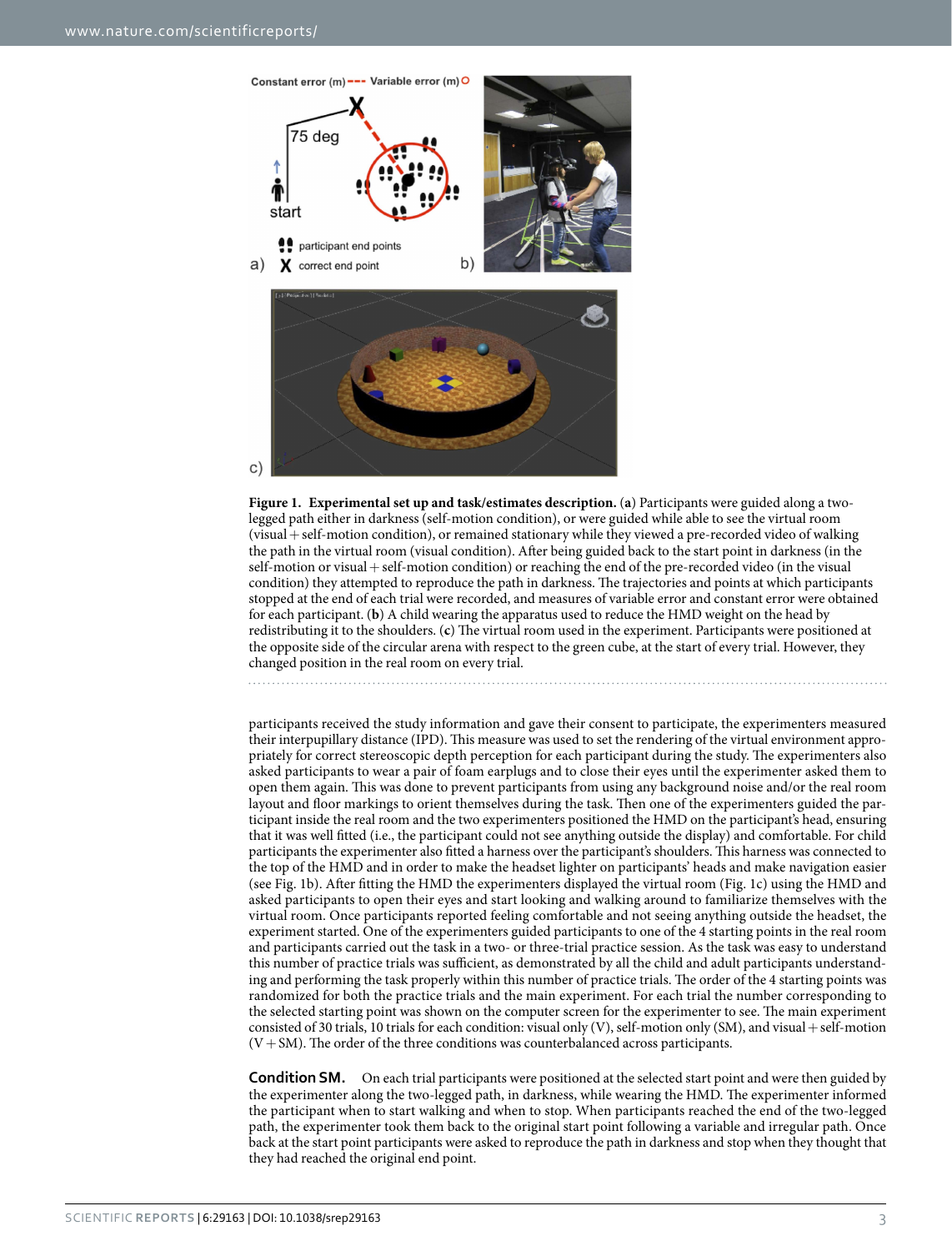**Figure 1. Experimental set up and task/estimates description.** (**a**) Participants were guided along a two-legged path either in darkness (self-motion condition), or were guided while able to see the virtual room (visual + self-motion condition), or remained stationary while they viewed a pre-recorded video of walking the path in the virtual room (visual condition). After being guided back to the start point in darkness (in the self-motion or visual + self-motion condition) or reaching the end of the pre-recorded video (in the visual condition) they attempted to reproduce the path in darkness. The trajectories and points at which participants stopped at the end of each trial were recorded, and measures of variable error and constant error were obtained for each participant. (**b**) A child wearing the apparatus used to reduce the HMD weight on the head by redistributing it to the shoulders. (**c**) The virtual room used in the experiment. Participants were positioned at the opposite side of the circular arena with respect to the green cube, at the start of every trial. However, they changed position in the real room on every trial.

participants received the study information and gave their consent to participate, the experimenters measured their interpupillary distance (IPD). This measure was used to set the rendering of the virtual environment appropriately for correct stereoscopic depth perception for each participant during the study. The experimenters also asked participants to wear a pair of foam earplugs and to close their eyes until the experimenter asked them to open them again. This was done to prevent participants from using any background noise and/or the real room layout and floor markings to orient themselves during the task. Then one of the experimenters guided the participant inside the real room and the two experimenters positioned the HMD on the participant's head, ensuring that it was well fitted (i.e., the participant could not see anything outside the display) and comfortable. For child participants the experimenter also fitted a harness over the participant's shoulders. This harness was connected to the top of the HMD and in order to make the headset lighter on participants' heads and make navigation easier (see Fig. 1b). After fitting the HMD the experimenters displayed the virtual room (Fig. 1c) using the HMD and asked participants to open their eyes and start looking and walking around to familiarize themselves with the virtual room. Once participants reported feeling comfortable and not seeing anything outside the headset, the experiment started. One of the experimenters guided participants to one of the 4 starting points in the real room and participants carried out the task in a two- or three-trial practice session. As the task was easy to understand this number of practice trials was sufficient, as demonstrated by all the child and adult participants understanding and performing the task properly within this number of practice trials. The order of the 4 starting points was randomized for both the practice trials and the main experiment. For each trial the number corresponding to the selected starting point was shown on the computer screen for the experimenter to see. The main experiment consisted of 30 trials, 10 trials for each condition: visual only (V), self-motion only (SM), and visual + self-motion (V + SM). The order of the three conditions was counterbalanced across participants.

**Condition SM.** On each trial participants were positioned at the selected start point and were then guided by the experimenter along the two-legged path, in darkness, while wearing the HMD. The experimenter informed the participant when to start walking and when to stop. When participants reached the end of the two-legged path, the experimenter took them back to the original start point following a variable and irregular path. Once back at the start point participants were asked to reproduce the path in darkness and stop when they thought that they had reached the original end point.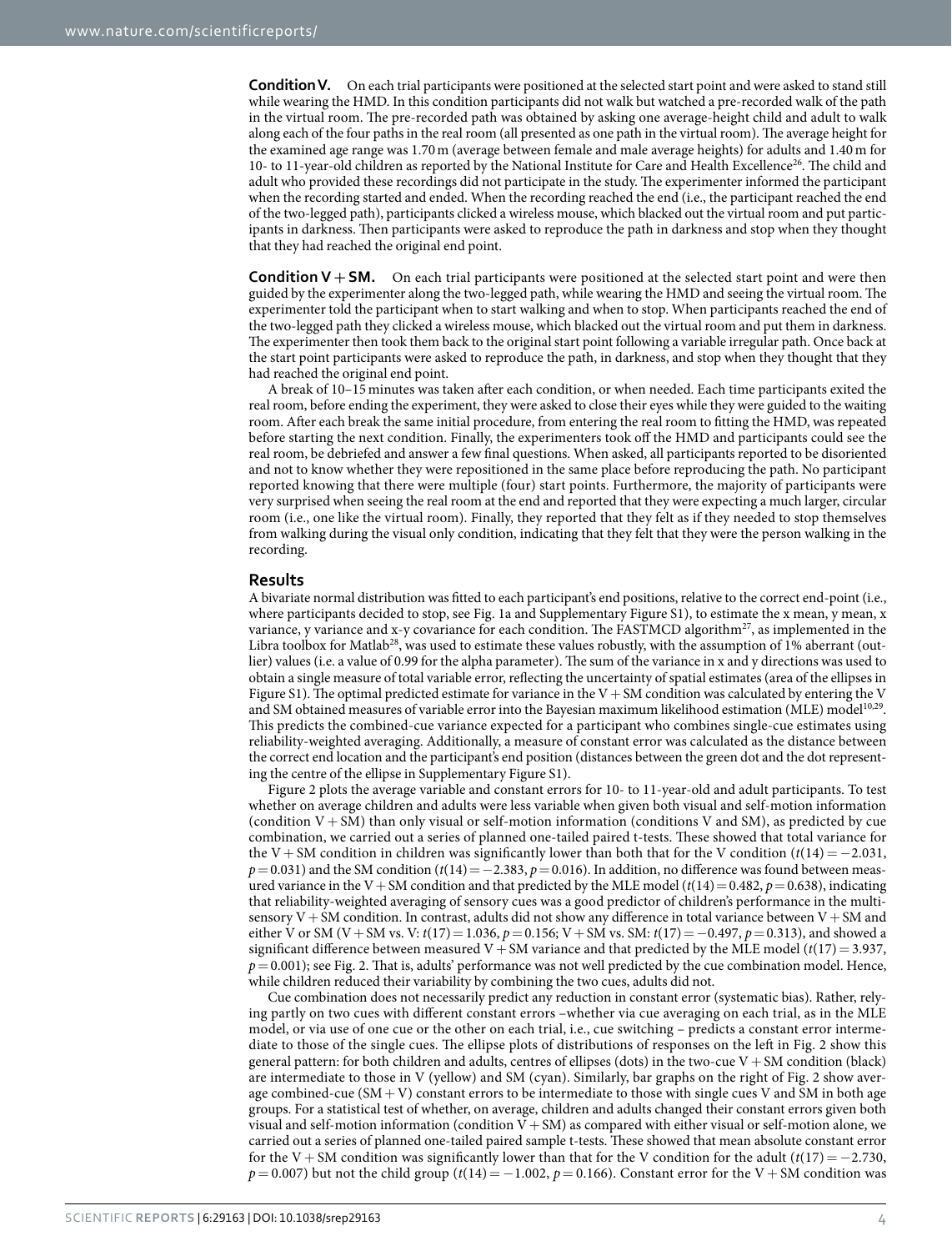**Condition V.** On each trial participants were positioned at the selected start point and were asked to stand still while wearing the HMD. In this condition participants did not walk but watched a pre-recorded walk of the path in the virtual room. The pre-recorded path was obtained by asking one average-height child and adult to walk along each of the four paths in the real room (all presented as one path in the virtual room). The average height for the examined age range was 1.70 m (average between female and male average heights) for adults and 1.40 m for 10- to 11-year-old children as reported by the National Institute for Care and Health Excellence[26]. The child and adult who provided these recordings did not participate in the study. The experimenter informed the participant when the recording started and ended. When the recording reached the end (i.e., the participant reached the end of the two-legged path), participants clicked a wireless mouse, which blacked out the virtual room and put participants in darkness. Then participants were asked to reproduce the path in darkness and stop when they thought that they had reached the original end point.

**Condition V + SM.** On each trial participants were positioned at the selected start point and were then guided by the experimenter along the two-legged path, while wearing the HMD and seeing the virtual room. The experimenter told the participant when to start walking and when to stop. When participants reached the end of the two-legged path they clicked a wireless mouse, which blacked out the virtual room and put them in darkness. The experimenter then took them back to the original start point following a variable irregular path. Once back at the start point participants were asked to reproduce the path, in darkness, and stop when they thought that they had reached the original end point.

A break of 10–15 minutes was taken after each condition, or when needed. Each time participants exited the real room, before ending the experiment, they were asked to close their eyes while they were guided to the waiting room. After each break the same initial procedure, from entering the real room to fitting the HMD, was repeated before starting the next condition. Finally, the experimenters took off the HMD and participants could see the real room, be debriefed and answer a few final questions. When asked, all participants reported to be disoriented and not to know whether they were repositioned in the same place before reproducing the path. No participant reported knowing that there were multiple (four) start points. Furthermore, the majority of participants were very surprised when seeing the real room at the end and reported that they were expecting a much larger, circular room (i.e., one like the virtual room). Finally, they reported that they felt as if they needed to stop themselves from walking during the visual only condition, indicating that they felt that they were the person walking in the recording.

## Results

A bivariate normal distribution was fitted to each participant's end positions, relative to the correct end-point (i.e., where participants decided to stop, see Fig. 1a and Supplementary Figure S1), to estimate the x mean, y mean, x variance, y variance and x-y covariance for each condition. The FASTMCD algorithm[27], as implemented in the Libra toolbox for Matlab[28], was used to estimate these values robustly, with the assumption of 1% aberrant (outlier) values (i.e. a value of 0.99 for the alpha parameter). The sum of the variance in x and y directions was used to obtain a single measure of total variable error, reflecting the uncertainty of spatial estimates (area of the ellipses in Figure S1). The optimal predicted estimate for variance in the V + SM condition was calculated by entering the V and SM obtained measures of variable error into the Bayesian maximum likelihood estimation (MLE) model[10,29]. This predicts the combined-cue variance expected for a participant who combines single-cue estimates using reliability-weighted averaging. Additionally, a measure of constant error was calculated as the distance between the correct end location and the participant's end position (distances between the green dot and the dot representing the centre of the ellipse in Supplementary Figure S1).

Figure 2 plots the average variable and constant errors for 10- to 11-year-old and adult participants. To test whether on average children and adults were less variable when given both visual and self-motion information (condition V + SM) than only visual or self-motion information (conditions V and SM), as predicted by cue combination, we carried out a series of planned one-tailed paired t-tests. These showed that total variance for the V + SM condition in children was significantly lower than both that for the V condition ($t(14) = -2.031$, $p = 0.031$) and the SM condition ($t(14) = -2.383$, $p = 0.016$). In addition, no difference was found between measured variance in the V + SM condition and that predicted by the MLE model ($t(14) = 0.482$, $p = 0.638$), indicating that reliability-weighted averaging of sensory cues was a good predictor of children's performance in the multisensory V + SM condition. In contrast, adults did not show any difference in total variance between V + SM and either V or SM (V + SM vs. V: $t(17) = 1.036$, $p = 0.156$; V + SM vs. SM: $t(17) = -0.497$, $p = 0.313$), and showed a significant difference between measured V + SM variance and that predicted by the MLE model ($t(17) = 3.937$, $p = 0.001$); see Fig. 2. That is, adults' performance was not well predicted by the cue combination model. Hence, while children reduced their variability by combining the two cues, adults did not.

Cue combination does not necessarily predict any reduction in constant error (systematic bias). Rather, relying partly on two cues with different constant errors –whether via cue averaging on each trial, as in the MLE model, or via use of one cue or the other on each trial, i.e., cue switching – predicts a constant error intermediate to those of the single cues. The ellipse plots of distributions of responses on the left in Fig. 2 show this general pattern: for both children and adults, centres of ellipses (dots) in the two-cue V + SM condition (black) are intermediate to those in V (yellow) and SM (cyan). Similarly, bar graphs on the right of Fig. 2 show average combined-cue (SM + V) constant errors to be intermediate to those with single cues V and SM in both age groups. For a statistical test of whether, on average, children and adults changed their constant errors given both visual and self-motion information (condition V + SM) as compared with either visual or self-motion alone, we carried out a series of planned one-tailed paired sample t-tests. These showed that mean absolute constant error for the V + SM condition was significantly lower than that for the V condition for the adult ($t(17) = -2.730$, $p = 0.007$) but not the child group ($t(14) = -1.002$, $p = 0.166$). Constant error for the V + SM condition was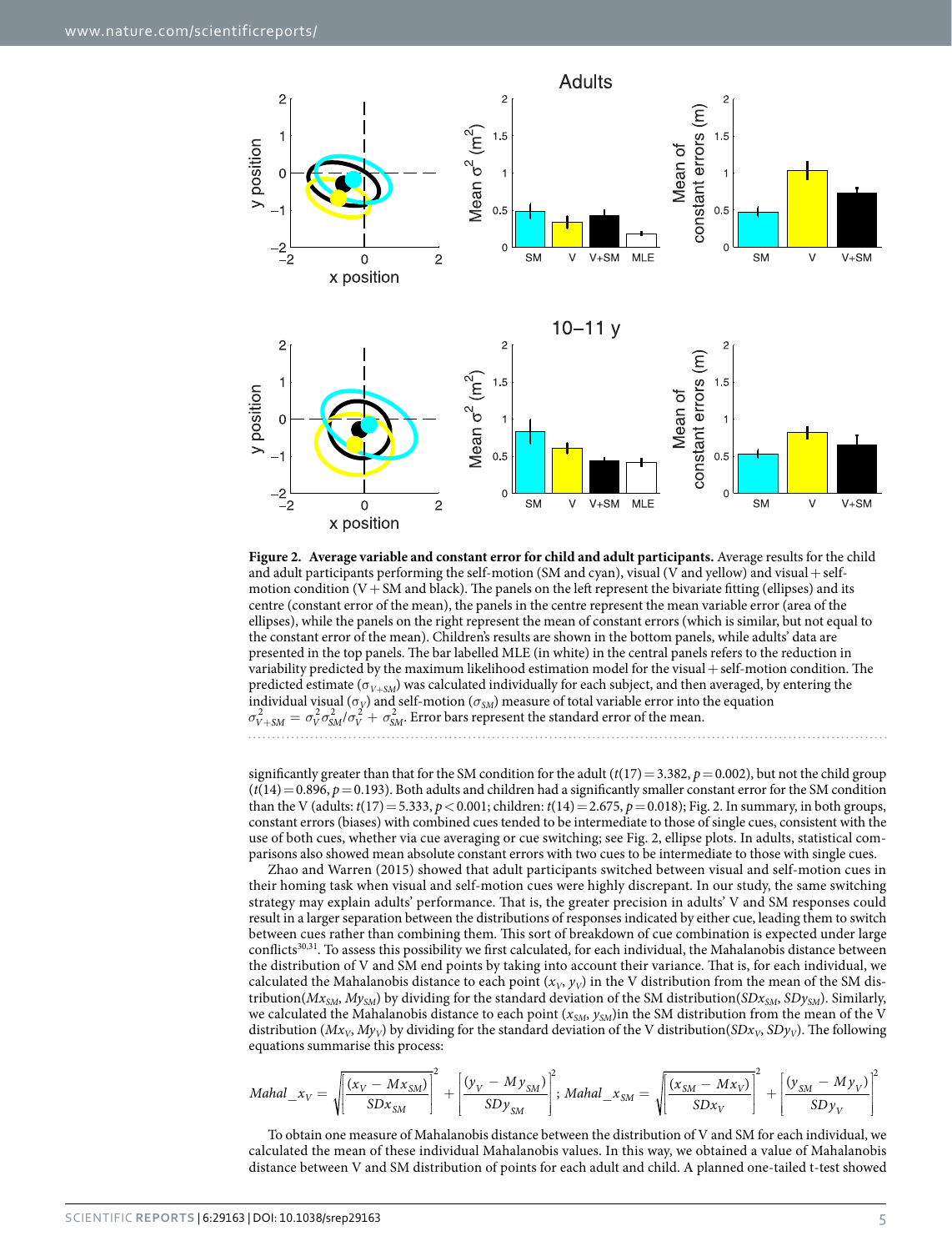**Figure 2. Average variable and constant error for child and adult participants.** Average results for the child and adult participants performing the self-motion (SM and cyan), visual (V and yellow) and visual + self-motion condition (V + SM and black). The panels on the left represent the bivariate fitting (ellipses) and its centre (constant error of the mean), the panels in the centre represent the mean variable error (area of the ellipses), while the panels on the right represent the mean of constant errors (which is similar, but not equal to the constant error of the mean). Children's results are shown in the bottom panels, while adults' data are presented in the top panels. The bar labelled MLE (in white) in the central panels refers to the reduction in variability predicted by the maximum likelihood estimation model for the visual + self-motion condition. The predicted estimate ($\sigma_{V+SM}$) was calculated individually for each subject, and then averaged, by entering the individual visual ($\sigma_V$) and self-motion ($\sigma_{SM}$) measure of total variable error into the equation $\sigma^2_{V+SM} = \sigma^2_V \sigma^2_{SM}/\sigma^2_V + \sigma^2_{SM}$. Error bars represent the standard error of the mean.

significantly greater than that for the SM condition for the adult ($t(17) = 3.382$, $p = 0.002$), but not the child group ($t(14) = 0.896$, $p = 0.193$). Both adults and children had a significantly smaller constant error for the SM condition than the V (adults: $t(17) = 5.333$, $p < 0.001$; children: $t(14) = 2.675$, $p = 0.018$); Fig. 2. In summary, in both groups, constant errors (biases) with combined cues tended to be intermediate to those of single cues, consistent with the use of both cues, whether via cue averaging or cue switching; see Fig. 2, ellipse plots. In adults, statistical comparisons also showed mean absolute constant errors with two cues to be intermediate to those with single cues.

Zhao and Warren (2015) showed that adult participants switched between visual and self-motion cues in their homing task when visual and self-motion cues were highly discrepant. In our study, the same switching strategy may explain adults' performance. That is, the greater precision in adults' V and SM responses could result in a larger separation between the distributions of responses indicated by either cue, leading them to switch between cues rather than combining them. This sort of breakdown of cue combination is expected under large conflicts[30,31]. To assess this possibility we first calculated, for each individual, the Mahalanobis distance between the distribution of V and SM end points by taking into account their variance. That is, for each individual, we calculated the Mahalanobis distance to each point ($x_V$, $y_V$) in the V distribution from the mean of the SM distribution($Mx_{SM}$, $My_{SM}$) by dividing for the standard deviation of the SM distribution($SDx_{SM}$, $SDy_{SM}$). Similarly, we calculated the Mahalanobis distance to each point ($x_{SM}$, $y_{SM}$)in the SM distribution from the mean of the V distribution ($Mx_V$, $My_V$) by dividing for the standard deviation of the V distribution($SDx_V$, $SDy_V$). The following equations summarise this process:

$$Mahal\_x_V = \sqrt{\left[\frac{(x_V - Mx_{SM})}{SDx_{SM}}\right]^2 + \left[\frac{(y_V - My_{SM})}{SDy_{SM}}\right]^2}; \; Mahal\_x_{SM} = \sqrt{\left[\frac{(x_{SM} - Mx_V)}{SDx_V}\right]^2 + \left[\frac{(y_{SM} - My_V)}{SDy_V}\right]^2}$$

To obtain one measure of Mahalanobis distance between the distribution of V and SM for each individual, we calculated the mean of these individual Mahalanobis values. In this way, we obtained a value of Mahalanobis distance between V and SM distribution of points for each adult and child. A planned one-tailed t-test showed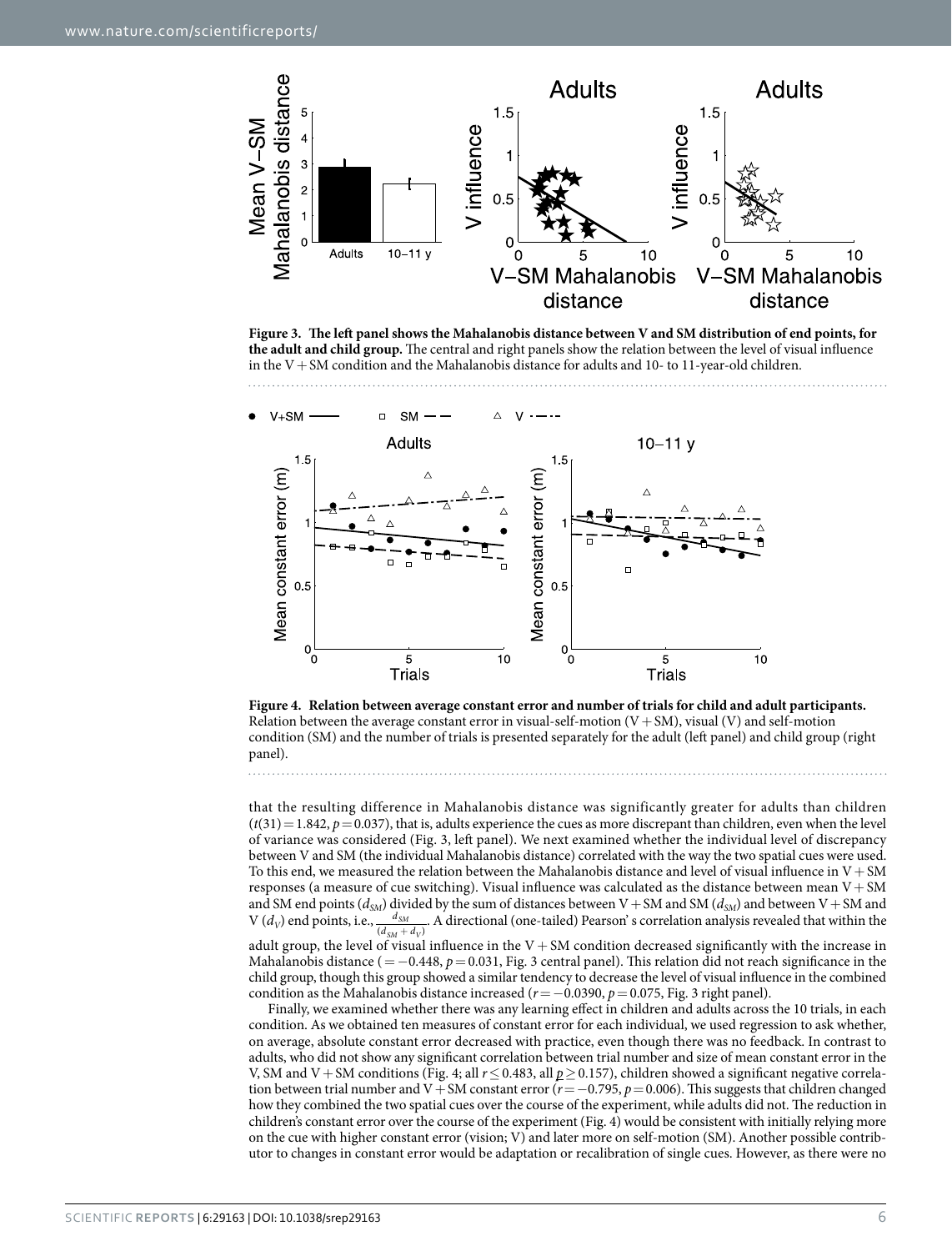**Figure 3. The left panel shows the Mahalanobis distance between V and SM distribution of end points, for the adult and child group.** The central and right panels show the relation between the level of visual influence in the V + SM condition and the Mahalanobis distance for adults and 10- to 11-year-old children.

**Figure 4. Relation between average constant error and number of trials for child and adult participants.** Relation between the average constant error in visual-self-motion (V + SM), visual (V) and self-motion condition (SM) and the number of trials is presented separately for the adult (left panel) and child group (right panel).

that the resulting difference in Mahalanobis distance was significantly greater for adults than children ($t(31) = 1.842$, $p = 0.037$), that is, adults experience the cues as more discrepant than children, even when the level of variance was considered (Fig. 3, left panel). We next examined whether the individual level of discrepancy between V and SM (the individual Mahalanobis distance) correlated with the way the two spatial cues were used. To this end, we measured the relation between the Mahalanobis distance and level of visual influence in V + SM responses (a measure of cue switching). Visual influence was calculated as the distance between mean V + SM and SM end points ($d_{SM}$) divided by the sum of distances between V + SM and SM ($d_{SM}$) and between V + SM and V ($d_V$) end points, i.e., $\frac{d_{SM}}{(d_{SM} + d_V)}$. A directional (one-tailed) Pearson' s correlation analysis revealed that within the adult group, the level of visual influence in the V + SM condition decreased significantly with the increase in Mahalanobis distance ($= -0.448$, $p = 0.031$, Fig. 3 central panel). This relation did not reach significance in the child group, though this group showed a similar tendency to decrease the level of visual influence in the combined condition as the Mahalanobis distance increased ($r = -0.0390$, $p = 0.075$, Fig. 3 right panel).

Finally, we examined whether there was any learning effect in children and adults across the 10 trials, in each condition. As we obtained ten measures of constant error for each individual, we used regression to ask whether, on average, absolute constant error decreased with practice, even though there was no feedback. In contrast to adults, who did not show any significant correlation between trial number and size of mean constant error in the V, SM and V + SM conditions (Fig. 4; all $r \leq 0.483$, all $p \geq 0.157$), children showed a significant negative correlation between trial number and V + SM constant error ($r = -0.795$, $p = 0.006$). This suggests that children changed how they combined the two spatial cues over the course of the experiment, while adults did not. The reduction in children's constant error over the course of the experiment (Fig. 4) would be consistent with initially relying more on the cue with higher constant error (vision; V) and later more on self-motion (SM). Another possible contributor to changes in constant error would be adaptation or recalibration of single cues. However, as there were no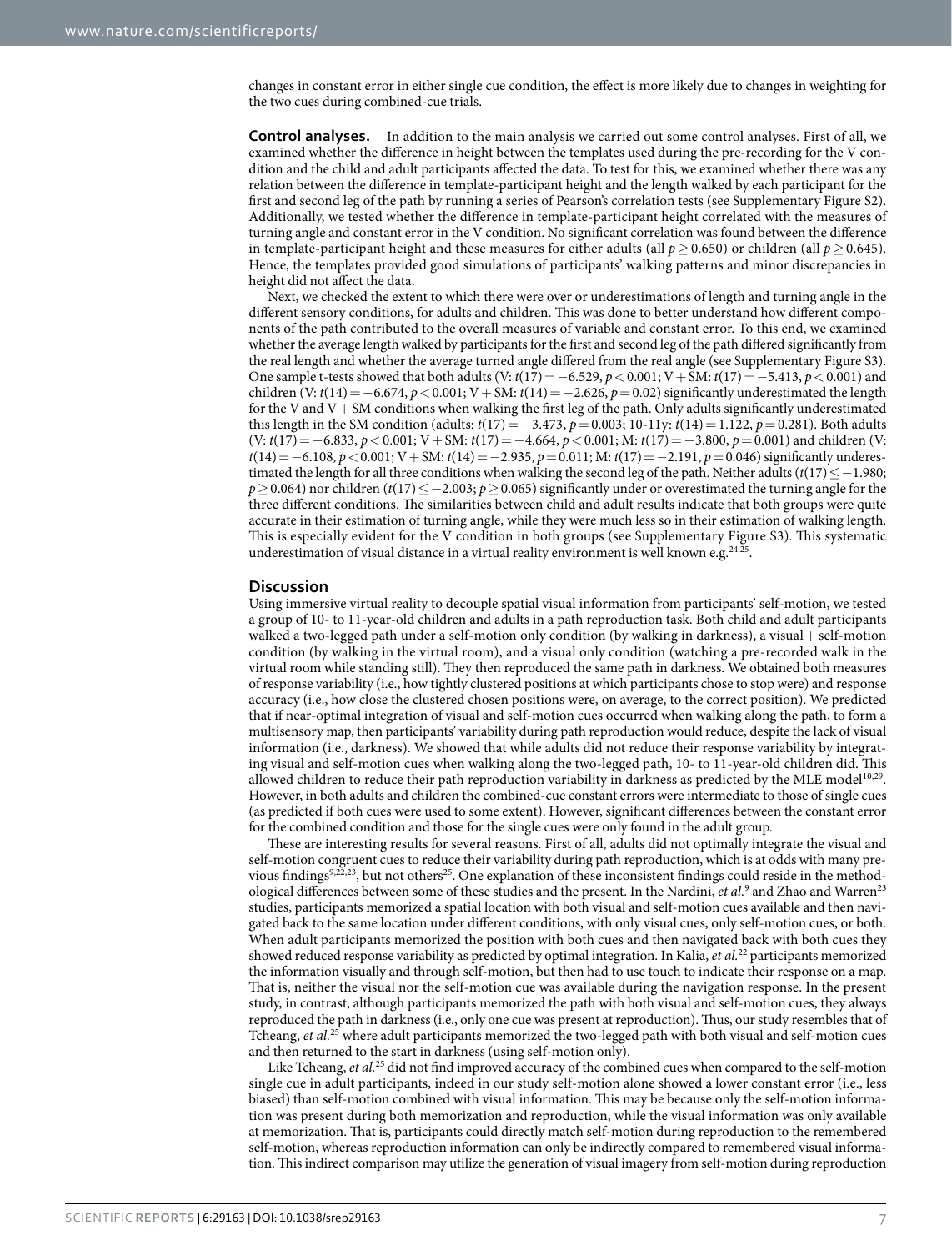changes in constant error in either single cue condition, the effect is more likely due to changes in weighting for the two cues during combined-cue trials.

**Control analyses.** In addition to the main analysis we carried out some control analyses. First of all, we examined whether the difference in height between the templates used during the pre-recording for the V condition and the child and adult participants affected the data. To test for this, we examined whether there was any relation between the difference in template-participant height and the length walked by each participant for the first and second leg of the path by running a series of Pearson's correlation tests (see Supplementary Figure S2). Additionally, we tested whether the difference in template-participant height correlated with the measures of turning angle and constant error in the V condition. No significant correlation was found between the difference in template-participant height and these measures for either adults (all $p \geq 0.650$) or children (all $p \geq 0.645$). Hence, the templates provided good simulations of participants' walking patterns and minor discrepancies in height did not affect the data.

Next, we checked the extent to which there were over or underestimations of length and turning angle in the different sensory conditions, for adults and children. This was done to better understand how different components of the path contributed to the overall measures of variable and constant error. To this end, we examined whether the average length walked by participants for the first and second leg of the path differed significantly from the real length and whether the average turned angle differed from the real angle (see Supplementary Figure S3). One sample t-tests showed that both adults (V: $t(17) = -6.529$, $p < 0.001$; V + SM: $t(17) = -5.413$, $p < 0.001$) and children (V: $t(14) = -6.674$, $p < 0.001$; V + SM: $t(14) = -2.626$, $p = 0.02$) significantly underestimated the length for the V and V + SM conditions when walking the first leg of the path. Only adults significantly underestimated this length in the SM condition (adults: $t(17) = -3.473$, $p = 0.003$; 10-11y: $t(14) = 1.122$, $p = 0.281$). Both adults (V: $t(17) = -6.833$, $p < 0.001$; V + SM: $t(17) = -4.664$, $p < 0.001$; M: $t(17) = -3.800$, $p = 0.001$) and children (V: $t(14) = -6.108$, $p < 0.001$; V + SM: $t(14) = -2.935$, $p = 0.011$; M: $t(17) = -2.191$, $p = 0.046$) significantly underestimated the length for all three conditions when walking the second leg of the path. Neither adults ($t(17) \leq -1.980$; $p \geq 0.064$) nor children ($t(17) \leq -2.003$; $p \geq 0.065$) significantly under or overestimated the turning angle for the three different conditions. The similarities between child and adult results indicate that both groups were quite accurate in their estimation of turning angle, while they were much less so in their estimation of walking length. This is especially evident for the V condition in both groups (see Supplementary Figure S3). This systematic underestimation of visual distance in a virtual reality environment is well known e.g.[24,25].

## Discussion

Using immersive virtual reality to decouple spatial visual information from participants' self-motion, we tested a group of 10- to 11-year-old children and adults in a path reproduction task. Both child and adult participants walked a two-legged path under a self-motion only condition (by walking in darkness), a visual + self-motion condition (by walking in the virtual room), and a visual only condition (watching a pre-recorded walk in the virtual room while standing still). They then reproduced the same path in darkness. We obtained both measures of response variability (i.e., how tightly clustered positions at which participants chose to stop were) and response accuracy (i.e., how close the clustered chosen positions were, on average, to the correct position). We predicted that if near-optimal integration of visual and self-motion cues occurred when walking along the path, to form a multisensory map, then participants' variability during path reproduction would reduce, despite the lack of visual information (i.e., darkness). We showed that while adults did not reduce their response variability by integrating visual and self-motion cues when walking along the two-legged path, 10- to 11-year-old children did. This allowed children to reduce their path reproduction variability in darkness as predicted by the MLE model[10,29]. However, in both adults and children the combined-cue constant errors were intermediate to those of single cues (as predicted if both cues were used to some extent). However, significant differences between the constant error for the combined condition and those for the single cues were only found in the adult group.

These are interesting results for several reasons. First of all, adults did not optimally integrate the visual and self-motion congruent cues to reduce their variability during path reproduction, which is at odds with many previous findings[9,22,23], but not others[25]. One explanation of these inconsistent findings could reside in the methodological differences between some of these studies and the present. In the Nardini, *et al.*[9] and Zhao and Warren[23] studies, participants memorized a spatial location with both visual and self-motion cues available and then navigated back to the same location under different conditions, with only visual cues, only self-motion cues, or both. When adult participants memorized the position with both cues and then navigated back with both cues they showed reduced response variability as predicted by optimal integration. In Kalia, *et al.*[22] participants memorized the information visually and through self-motion, but then had to use touch to indicate their response on a map. That is, neither the visual nor the self-motion cue was available during the navigation response. In the present study, in contrast, although participants memorized the path with both visual and self-motion cues, they always reproduced the path in darkness (i.e., only one cue was present at reproduction). Thus, our study resembles that of Tcheang, *et al.*[25] where adult participants memorized the two-legged path with both visual and self-motion cues and then returned to the start in darkness (using self-motion only).

Like Tcheang, *et al.*[25] did not find improved accuracy of the combined cues when compared to the self-motion single cue in adult participants, indeed in our study self-motion alone showed a lower constant error (i.e., less biased) than self-motion combined with visual information. This may be because only the self-motion information was present during both memorization and reproduction, while the visual information was only available at memorization. That is, participants could directly match self-motion during reproduction to the remembered self-motion, whereas reproduction information can only be indirectly compared to remembered visual information. This indirect comparison may utilize the generation of visual imagery from self-motion during reproduction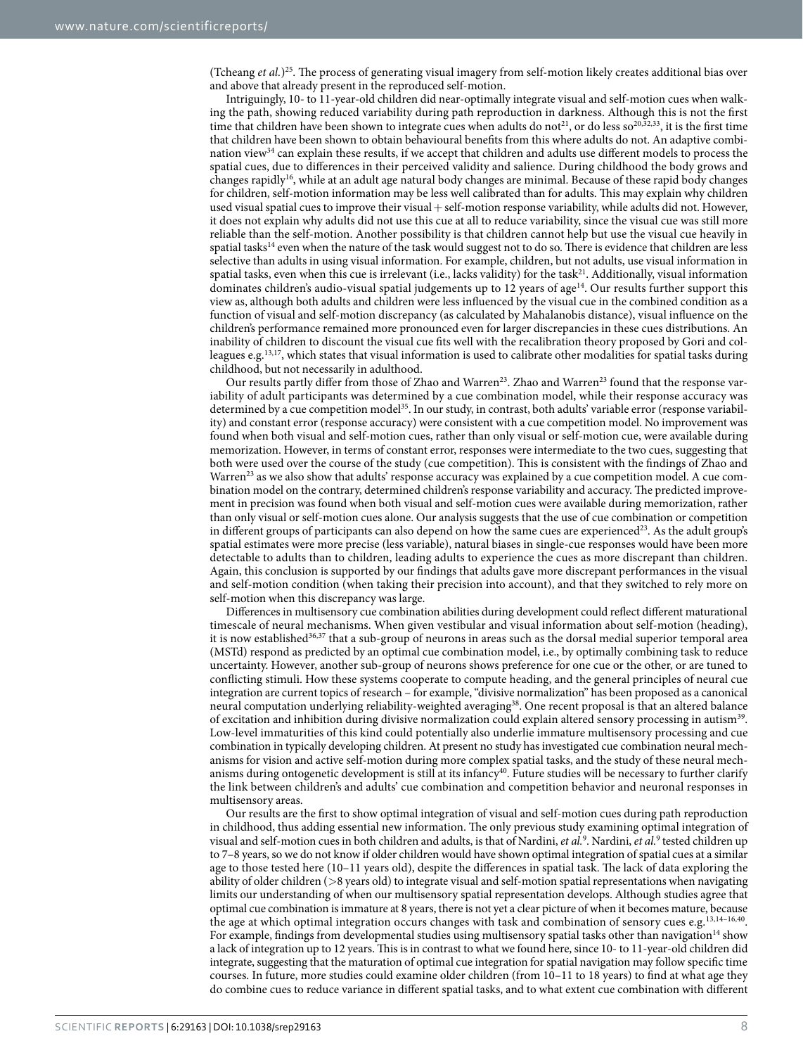(Tcheang *et al.*)[25]. The process of generating visual imagery from self-motion likely creates additional bias over and above that already present in the reproduced self-motion.

Intriguingly, 10- to 11-year-old children did near-optimally integrate visual and self-motion cues when walking the path, showing reduced variability during path reproduction in darkness. Although this is not the first time that children have been shown to integrate cues when adults do not[21], or do less so[20,32,33], it is the first time that children have been shown to obtain behavioural benefits from this where adults do not. An adaptive combination view[34] can explain these results, if we accept that children and adults use different models to process the spatial cues, due to differences in their perceived validity and salience. During childhood the body grows and changes rapidly[16], while at an adult age natural body changes are minimal. Because of these rapid body changes for children, self-motion information may be less well calibrated than for adults. This may explain why children used visual spatial cues to improve their visual + self-motion response variability, while adults did not. However, it does not explain why adults did not use this cue at all to reduce variability, since the visual cue was still more reliable than the self-motion. Another possibility is that children cannot help but use the visual cue heavily in spatial tasks[14] even when the nature of the task would suggest not to do so. There is evidence that children are less selective than adults in using visual information. For example, children, but not adults, use visual information in spatial tasks, even when this cue is irrelevant (i.e., lacks validity) for the task[21]. Additionally, visual information dominates children's audio-visual spatial judgements up to 12 years of age[14]. Our results further support this view as, although both adults and children were less influenced by the visual cue in the combined condition as a function of visual and self-motion discrepancy (as calculated by Mahalanobis distance), visual influence on the children's performance remained more pronounced even for larger discrepancies in these cues distributions. An inability of children to discount the visual cue fits well with the recalibration theory proposed by Gori and colleagues e.g.[13,17], which states that visual information is used to calibrate other modalities for spatial tasks during childhood, but not necessarily in adulthood.

Our results partly differ from those of Zhao and Warren[23]. Zhao and Warren[23] found that the response variability of adult participants was determined by a cue combination model, while their response accuracy was determined by a cue competition model[35]. In our study, in contrast, both adults' variable error (response variability) and constant error (response accuracy) were consistent with a cue competition model. No improvement was found when both visual and self-motion cues, rather than only visual or self-motion cue, were available during memorization. However, in terms of constant error, responses were intermediate to the two cues, suggesting that both were used over the course of the study (cue competition). This is consistent with the findings of Zhao and Warren[23] as we also show that adults' response accuracy was explained by a cue competition model. A cue combination model on the contrary, determined children's response variability and accuracy. The predicted improvement in precision was found when both visual and self-motion cues were available during memorization, rather than only visual or self-motion cues alone. Our analysis suggests that the use of cue combination or competition in different groups of participants can also depend on how the same cues are experienced[23]. As the adult group's spatial estimates were more precise (less variable), natural biases in single-cue responses would have been more detectable to adults than to children, leading adults to experience the cues as more discrepant than children. Again, this conclusion is supported by our findings that adults gave more discrepant performances in the visual and self-motion condition (when taking their precision into account), and that they switched to rely more on self-motion when this discrepancy was large.

Differences in multisensory cue combination abilities during development could reflect different maturational timescale of neural mechanisms. When given vestibular and visual information about self-motion (heading), it is now established[36,37] that a sub-group of neurons in areas such as the dorsal medial superior temporal area (MSTd) respond as predicted by an optimal cue combination model, i.e., by optimally combining task to reduce uncertainty. However, another sub-group of neurons shows preference for one cue or the other, or are tuned to conflicting stimuli. How these systems cooperate to compute heading, and the general principles of neural cue integration are current topics of research – for example, "divisive normalization" has been proposed as a canonical neural computation underlying reliability-weighted averaging[38]. One recent proposal is that an altered balance of excitation and inhibition during divisive normalization could explain altered sensory processing in autism[39]. Low-level immaturities of this kind could potentially also underlie immature multisensory processing and cue combination in typically developing children. At present no study has investigated cue combination neural mechanisms for vision and active self-motion during more complex spatial tasks, and the study of these neural mechanisms during ontogenetic development is still at its infancy[40]. Future studies will be necessary to further clarify the link between children's and adults' cue combination and competition behavior and neuronal responses in multisensory areas.

Our results are the first to show optimal integration of visual and self-motion cues during path reproduction in childhood, thus adding essential new information. The only previous study examining optimal integration of visual and self-motion cues in both children and adults, is that of Nardini, *et al.*[9]. Nardini, *et al.*[9] tested children up to 7–8 years, so we do not know if older children would have shown optimal integration of spatial cues at a similar age to those tested here (10–11 years old), despite the differences in spatial task. The lack of data exploring the ability of older children (>8 years old) to integrate visual and self-motion spatial representations when navigating limits our understanding of when our multisensory spatial representation develops. Although studies agree that optimal cue combination is immature at 8 years, there is not yet a clear picture of when it becomes mature, because the age at which optimal integration occurs changes with task and combination of sensory cues e.g.[13,14–16,40]. For example, findings from developmental studies using multisensory spatial tasks other than navigation[14] show a lack of integration up to 12 years. This is in contrast to what we found here, since 10- to 11-year-old children did integrate, suggesting that the maturation of optimal cue integration for spatial navigation may follow specific time courses. In future, more studies could examine older children (from 10–11 to 18 years) to find at what age they do combine cues to reduce variance in different spatial tasks, and to what extent cue combination with different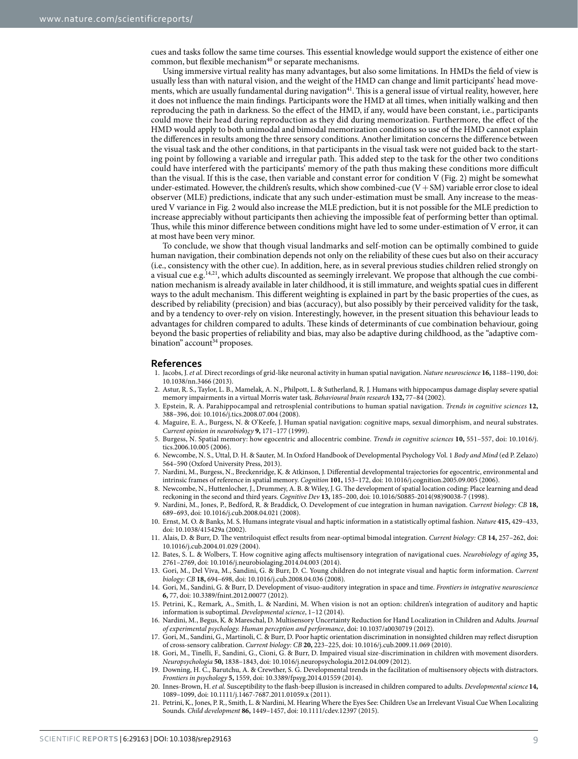cues and tasks follow the same time courses. This essential knowledge would support the existence of either one common, but flexible mechanism[40] or separate mechanisms.

Using immersive virtual reality has many advantages, but also some limitations. In HMDs the field of view is usually less than with natural vision, and the weight of the HMD can change and limit participants' head movements, which are usually fundamental during navigation[41]. This is a general issue of virtual reality, however, here it does not influence the main findings. Participants wore the HMD at all times, when initially walking and then reproducing the path in darkness. So the effect of the HMD, if any, would have been constant, i.e., participants could move their head during reproduction as they did during memorization. Furthermore, the effect of the HMD would apply to both unimodal and bimodal memorization conditions so use of the HMD cannot explain the differences in results among the three sensory conditions. Another limitation concerns the difference between the visual task and the other conditions, in that participants in the visual task were not guided back to the starting point by following a variable and irregular path. This added step to the task for the other two conditions could have interfered with the participants' memory of the path thus making these conditions more difficult than the visual. If this is the case, then variable and constant error for condition V (Fig. 2) might be somewhat under-estimated. However, the children's results, which show combined-cue (V + SM) variable error close to ideal observer (MLE) predictions, indicate that any such under-estimation must be small. Any increase to the measured V variance in Fig. 2 would also increase the MLE prediction, but it is not possible for the MLE prediction to increase appreciably without participants then achieving the impossible feat of performing better than optimal. Thus, while this minor difference between conditions might have led to some under-estimation of V error, it can at most have been very minor.

To conclude, we show that though visual landmarks and self-motion can be optimally combined to guide human navigation, their combination depends not only on the reliability of these cues but also on their accuracy (i.e., consistency with the other cue). In addition, here, as in several previous studies children relied strongly on a visual cue e.g.[14,21], which adults discounted as seemingly irrelevant. We propose that although the cue combination mechanism is already available in later childhood, it is still immature, and weights spatial cues in different ways to the adult mechanism. This different weighting is explained in part by the basic properties of the cues, as described by reliability (precision) and bias (accuracy), but also possibly by their perceived validity for the task, and by a tendency to over-rely on vision. Interestingly, however, in the present situation this behaviour leads to advantages for children compared to adults. These kinds of determinants of cue combination behaviour, going beyond the basic properties of reliability and bias, may also be adaptive during childhood, as the "adaptive combination" account[34] proposes.

## References

1. Jacobs, J. *et al.* Direct recordings of grid-like neuronal activity in human spatial navigation. *Nature neuroscience* **16,** 1188–1190, doi: 10.1038/nn.3466 (2013).
2. Astur, R. S., Taylor, L. B., Mamelak, A. N., Philpott, L. & Sutherland, R. J. Humans with hippocampus damage display severe spatial memory impairments in a virtual Morris water task. *Behavioural brain research* **132,** 77–84 (2002).
3. Epstein, R. A. Parahippocampal and retrosplenial contributions to human spatial navigation. *Trends in cognitive sciences* **12,** 388–396, doi: 10.1016/j.tics.2008.07.004 (2008).
4. Maguire, E. A., Burgess, N. & O'Keefe, J. Human spatial navigation: cognitive maps, sexual dimorphism, and neural substrates. *Current opinion in neurobiology* **9,** 171–177 (1999).
5. Burgess, N. Spatial memory: how egocentric and allocentric combine. *Trends in cognitive sciences* **10,** 551–557, doi: 10.1016/j.tics.2006.10.005 (2006).
6. Newcombe, N. S., Uttal, D. H. & Sauter, M. In Oxford Handbook of Developmental Psychology Vol. 1 *Body and Mind* (ed P. Zelazo) 564–590 (Oxford University Press, 2013).
7. Nardini, M., Burgess, N., Breckenridge, K. & Atkinson, J. Differential developmental trajectories for egocentric, environmental and intrinsic frames of reference in spatial memory. *Cognition* **101,** 153–172, doi: 10.1016/j.cognition.2005.09.005 (2006).
8. Newcombe, N., Huttenlocher, J., Drummey, A. B. & Wiley, J. G. The development of spatial location coding: Place learning and dead reckoning in the second and third years. *Cognitive Dev* **13,** 185–200, doi: 10.1016/S0885-2014(98)90038-7 (1998).
9. Nardini, M., Jones, P., Bedford, R. & Braddick, O. Development of cue integration in human navigation. *Current biology: CB* **18,** 689–693, doi: 10.1016/j.cub.2008.04.021 (2008).
10. Ernst, M. O. & Banks, M. S. Humans integrate visual and haptic information in a statistically optimal fashion. *Nature* **415,** 429–433, doi: 10.1038/415429a (2002).
11. Alais, D. & Burr, D. The ventriloquist effect results from near-optimal bimodal integration. *Current biology: CB* **14,** 257–262, doi: 10.1016/j.cub.2004.01.029 (2004).
12. Bates, S. L. & Wolbers, T. How cognitive aging affects multisensory integration of navigational cues. *Neurobiology of aging* **35,** 2761–2769, doi: 10.1016/j.neurobiolaging.2014.04.003 (2014).
13. Gori, M., Del Viva, M., Sandini, G. & Burr, D. C. Young children do not integrate visual and haptic form information. *Current biology: CB* **18,** 694–698, doi: 10.1016/j.cub.2008.04.036 (2008).
14. Gori, M., Sandini, G. & Burr, D. Development of visuo-auditory integration in space and time. *Frontiers in integrative neuroscience* **6,** 77, doi: 10.3389/fnint.2012.00077 (2012).
15. Petrini, K., Remark, A., Smith, L. & Nardini, M. When vision is not an option: children's integration of auditory and haptic information is suboptimal. *Developmental science*, 1–12 (2014).
16. Nardini, M., Begus, K. & Mareschal, D. Multisensory Uncertainty Reduction for Hand Localization in Children and Adults. *Journal of experimental psychology. Human perception and performance*, doi: 10.1037/a0030719 (2012).
17. Gori, M., Sandini, G., Martinoli, C. & Burr, D. Poor haptic orientation discrimination in nonsighted children may reflect disruption of cross-sensory calibration. *Current biology: CB* **20,** 223–225, doi: 10.1016/j.cub.2009.11.069 (2010).
18. Gori, M., Tinelli, F., Sandini, G., Cioni, G. & Burr, D. Impaired visual size-discrimination in children with movement disorders. *Neuropsychologia* **50,** 1838–1843, doi: 10.1016/j.neuropsychologia.2012.04.009 (2012).
19. Downing, H. C., Barutchu, A. & Crewther, S. G. Developmental trends in the facilitation of multisensory objects with distractors. *Frontiers in psychology* **5,** 1559, doi: 10.3389/fpsyg.2014.01559 (2014).
20. Innes-Brown, H. *et al.* Susceptibility to the flash-beep illusion is increased in children compared to adults. *Developmental science* **14,** 1089–1099, doi: 10.1111/j.1467-7687.2011.01059.x (2011).
21. Petrini, K., Jones, P. R., Smith, L. & Nardini, M. Hearing Where the Eyes See: Children Use an Irrelevant Visual Cue When Localizing Sounds. *Child development* **86,** 1449–1457, doi: 10.1111/cdev.12397 (2015).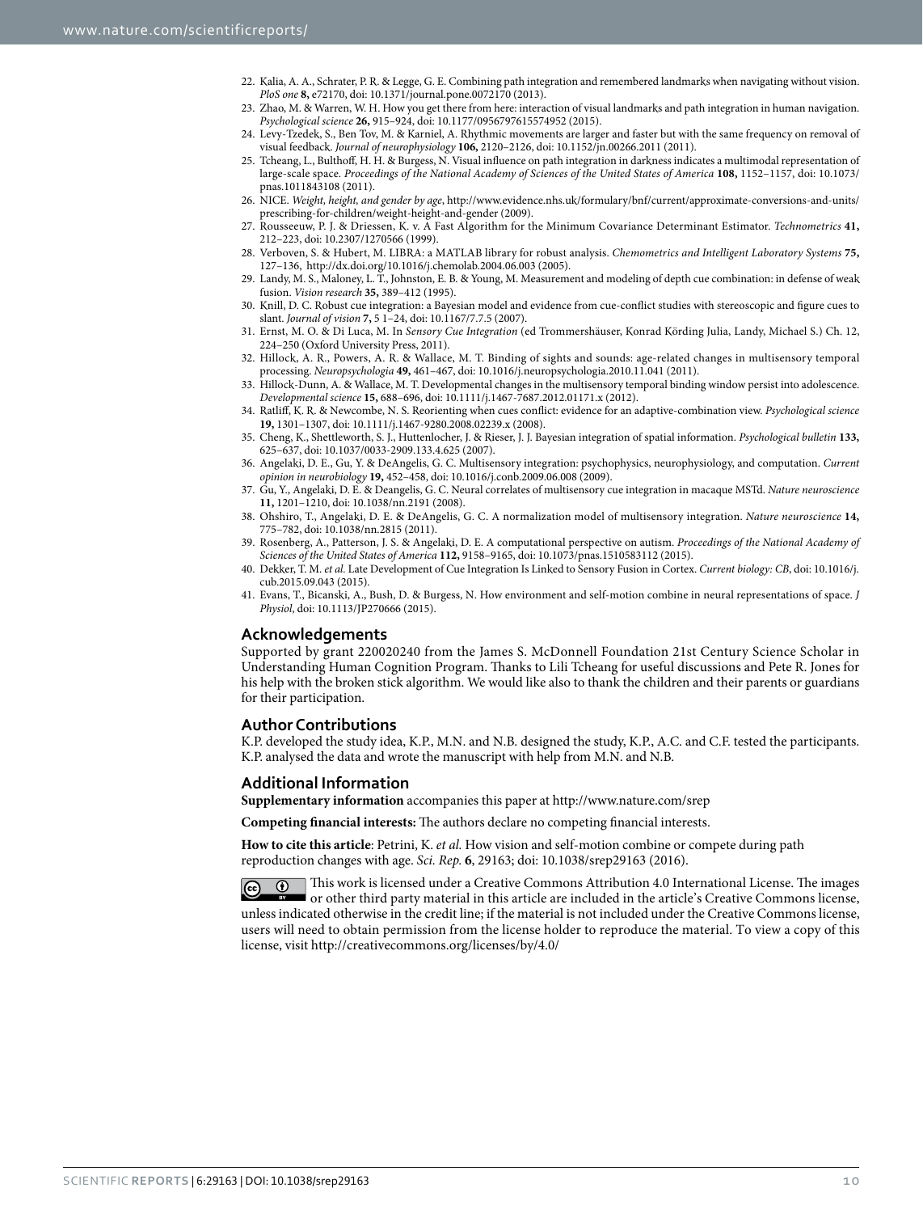22. Kalia, A. A., Schrater, P. R. & Legge, G. E. Combining path integration and remembered landmarks when navigating without vision. *PloS one* **8,** e72170, doi: 10.1371/journal.pone.0072170 (2013).
23. Zhao, M. & Warren, W. H. How you get there from here: interaction of visual landmarks and path integration in human navigation. *Psychological science* **26,** 915–924, doi: 10.1177/0956797615574952 (2015).
24. Levy-Tzedek, S., Ben Tov, M. & Karniel, A. Rhythmic movements are larger and faster but with the same frequency on removal of visual feedback. *Journal of neurophysiology* **106,** 2120–2126, doi: 10.1152/jn.00266.2011 (2011).
25. Tcheang, L., Bulthoff, H. H. & Burgess, N. Visual influence on path integration in darkness indicates a multimodal representation of large-scale space. *Proceedings of the National Academy of Sciences of the United States of America* **108,** 1152–1157, doi: 10.1073/pnas.1011843108 (2011).
26. NICE. *Weight, height, and gender by age*, http://www.evidence.nhs.uk/formulary/bnf/current/approximate-conversions-and-units/prescribing-for-children/weight-height-and-gender (2009).
27. Rousseeuw, P. J. & Driessen, K. v. A Fast Algorithm for the Minimum Covariance Determinant Estimator. *Technometrics* **41,** 212–223, doi: 10.2307/1270566 (1999).
28. Verboven, S. & Hubert, M. LIBRA: a MATLAB library for robust analysis. *Chemometrics and Intelligent Laboratory Systems* **75,** 127–136, http://dx.doi.org/10.1016/j.chemolab.2004.06.003 (2005).
29. Landy, M. S., Maloney, L. T., Johnston, E. B. & Young, M. Measurement and modeling of depth cue combination: in defense of weak fusion. *Vision research* **35,** 389–412 (1995).
30. Knill, D. C. Robust cue integration: a Bayesian model and evidence from cue-conflict studies with stereoscopic and figure cues to slant. *Journal of vision* **7,** 5 1–24, doi: 10.1167/7.7.5 (2007).
31. Ernst, M. O. & Di Luca, M. In *Sensory Cue Integration* (ed Trommershäuser, Konrad Körding Julia, Landy, Michael S.) Ch. 12, 224–250 (Oxford University Press, 2011).
32. Hillock, A. R., Powers, A. R. & Wallace, M. T. Binding of sights and sounds: age-related changes in multisensory temporal processing. *Neuropsychologia* **49,** 461–467, doi: 10.1016/j.neuropsychologia.2010.11.041 (2011).
33. Hillock-Dunn, A. & Wallace, M. T. Developmental changes in the multisensory temporal binding window persist into adolescence. *Developmental science* **15,** 688–696, doi: 10.1111/j.1467-7687.2012.01171.x (2012).
34. Ratliff, K. R. & Newcombe, N. S. Reorienting when cues conflict: evidence for an adaptive-combination view. *Psychological science* **19,** 1301–1307, doi: 10.1111/j.1467-9280.2008.02239.x (2008).
35. Cheng, K., Shettleworth, S. J., Huttenlocher, J. & Rieser, J. J. Bayesian integration of spatial information. *Psychological bulletin* **133,** 625–637, doi: 10.1037/0033-2909.133.4.625 (2007).
36. Angelaki, D. E., Gu, Y. & DeAngelis, G. C. Multisensory integration: psychophysics, neurophysiology, and computation. *Current opinion in neurobiology* **19,** 452–458, doi: 10.1016/j.conb.2009.06.008 (2009).
37. Gu, Y., Angelaki, D. E. & Deangelis, G. C. Neural correlates of multisensory cue integration in macaque MSTd. *Nature neuroscience* **11,** 1201–1210, doi: 10.1038/nn.2191 (2008).
38. Ohshiro, T., Angelaki, D. E. & DeAngelis, G. C. A normalization model of multisensory integration. *Nature neuroscience* **14,** 775–782, doi: 10.1038/nn.2815 (2011).
39. Rosenberg, A., Patterson, J. S. & Angelaki, D. E. A computational perspective on autism. *Proceedings of the National Academy of Sciences of the United States of America* **112,** 9158–9165, doi: 10.1073/pnas.1510583112 (2015).
40. Dekker, T. M. *et al.* Late Development of Cue Integration Is Linked to Sensory Fusion in Cortex. *Current biology: CB*, doi: 10.1016/j.cub.2015.09.043 (2015).
41. Evans, T., Bicanski, A., Bush, D. & Burgess, N. How environment and self-motion combine in neural representations of space. *J Physiol*, doi: 10.1113/JP270666 (2015).

## Acknowledgements

Supported by grant 220020240 from the James S. McDonnell Foundation 21st Century Science Scholar in Understanding Human Cognition Program. Thanks to Lili Tcheang for useful discussions and Pete R. Jones for his help with the broken stick algorithm. We would like also to thank the children and their parents or guardians for their participation.

## Author Contributions

K.P. developed the study idea, K.P., M.N. and N.B. designed the study, K.P., A.C. and C.F. tested the participants. K.P. analysed the data and wrote the manuscript with help from M.N. and N.B.

## Additional Information

**Supplementary information** accompanies this paper at http://www.nature.com/srep

**Competing financial interests:** The authors declare no competing financial interests.

**How to cite this article**: Petrini, K. *et al.* How vision and self-motion combine or compete during path reproduction changes with age. *Sci. Rep.* **6**, 29163; doi: 10.1038/srep29163 (2016).

This work is licensed under a Creative Commons Attribution 4.0 International License. The images or other third party material in this article are included in the article's Creative Commons license, unless indicated otherwise in the credit line; if the material is not included under the Creative Commons license, users will need to obtain permission from the license holder to reproduce the material. To view a copy of this license, visit http://creativecommons.org/licenses/by/4.0/